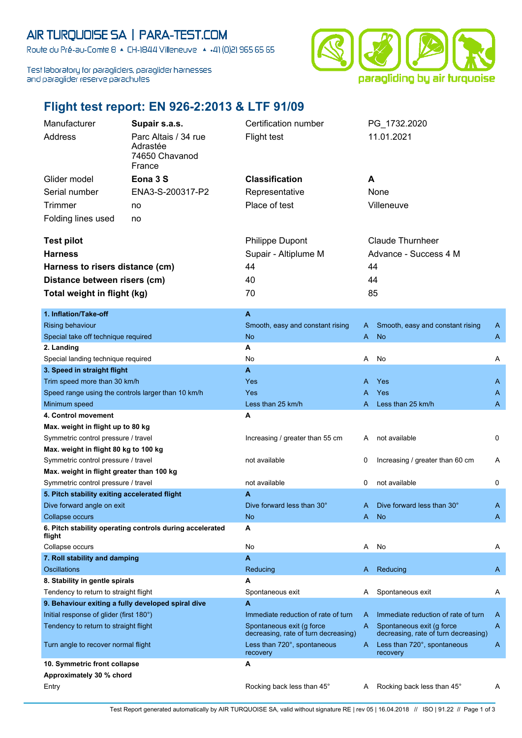AIR TURQUOISE SA | PARA-TEST.COM

Route du Pré-au-Comte 8 ▲ CH-1844 Villeneuve ▲ +41 (0)21 965 65 65

Test laboratory for paragliders, paraglider harnesses and paraglider reserve parachutes

paragliding by air turquoise

# Flight test report: EN 926-2:2013 & LTF 91/09

| | | | |
|---|---|---|---|
| Manufacturer | **Supair s.a.s.** | Certification number | PG_1732.2020 |
| Address | Parc Altais / 34 rue Adrastée 74650 Chavanod France | Flight test | 11.01.2021 |
| Glider model | **Eona 3 S** | **Classification** | **A** |
| Serial number | ENA3-S-200317-P2 | Representative | None |
| Trimmer | no | Place of test | Villeneuve |
| Folding lines used | no | | |

| | | |
|---|---|---|
| **Test pilot** | Philippe Dupont | Claude Thurnheer |
| **Harness** | Supair - Altiplume M | Advance - Success 4 M |
| **Harness to risers distance (cm)** | 44 | 44 |
| **Distance between risers (cm)** | 40 | 44 |
| **Total weight in flight (kg)** | 70 | 85 |

| | | | | |
|---|---|---|---|---|
| **1. Inflation/Take-off** | **A** | | | |
| Rising behaviour | Smooth, easy and constant rising | A | Smooth, easy and constant rising | A |
| Special take off technique required | No | A | No | A |
| **2. Landing** | **A** | | | |
| Special landing technique required | No | A | No | A |
| **3. Speed in straight flight** | **A** | | | |
| Trim speed more than 30 km/h | Yes | A | Yes | A |
| Speed range using the controls larger than 10 km/h | Yes | A | Yes | A |
| Minimum speed | Less than 25 km/h | A | Less than 25 km/h | A |
| **4. Control movement** | **A** | | | |
| **Max. weight in flight up to 80 kg** | | | | |
| Symmetric control pressure / travel | Increasing / greater than 55 cm | A | not available | 0 |
| **Max. weight in flight 80 kg to 100 kg** | | | | |
| Symmetric control pressure / travel | not available | 0 | Increasing / greater than 60 cm | A |
| **Max. weight in flight greater than 100 kg** | | | | |
| Symmetric control pressure / travel | not available | 0 | not available | 0 |
| **5. Pitch stability exiting accelerated flight** | **A** | | | |
| Dive forward angle on exit | Dive forward less than 30° | A | Dive forward less than 30° | A |
| Collapse occurs | No | A | No | A |
| **6. Pitch stability operating controls during accelerated flight** | **A** | | | |
| Collapse occurs | No | A | No | A |
| **7. Roll stability and damping** | **A** | | | |
| Oscillations | Reducing | A | Reducing | A |
| **8. Stability in gentle spirals** | **A** | | | |
| Tendency to return to straight flight | Spontaneous exit | A | Spontaneous exit | A |
| **9. Behaviour exiting a fully developed spiral dive** | **A** | | | |
| Initial response of glider (first 180°) | Immediate reduction of rate of turn | A | Immediate reduction of rate of turn | A |
| Tendency to return to straight flight | Spontaneous exit (g force decreasing, rate of turn decreasing) | A | Spontaneous exit (g force decreasing, rate of turn decreasing) | A |
| Turn angle to recover normal flight | Less than 720°, spontaneous recovery | A | Less than 720°, spontaneous recovery | A |
| **10. Symmetric front collapse** | **A** | | | |
| **Approximately 30 % chord** | | | | |
| Entry | Rocking back less than 45° | A | Rocking back less than 45° | A |

Test Report generated automatically by AIR TURQUOISE SA, valid without signature RE | rev 05 | 16.04.2018 // ISO | 91.22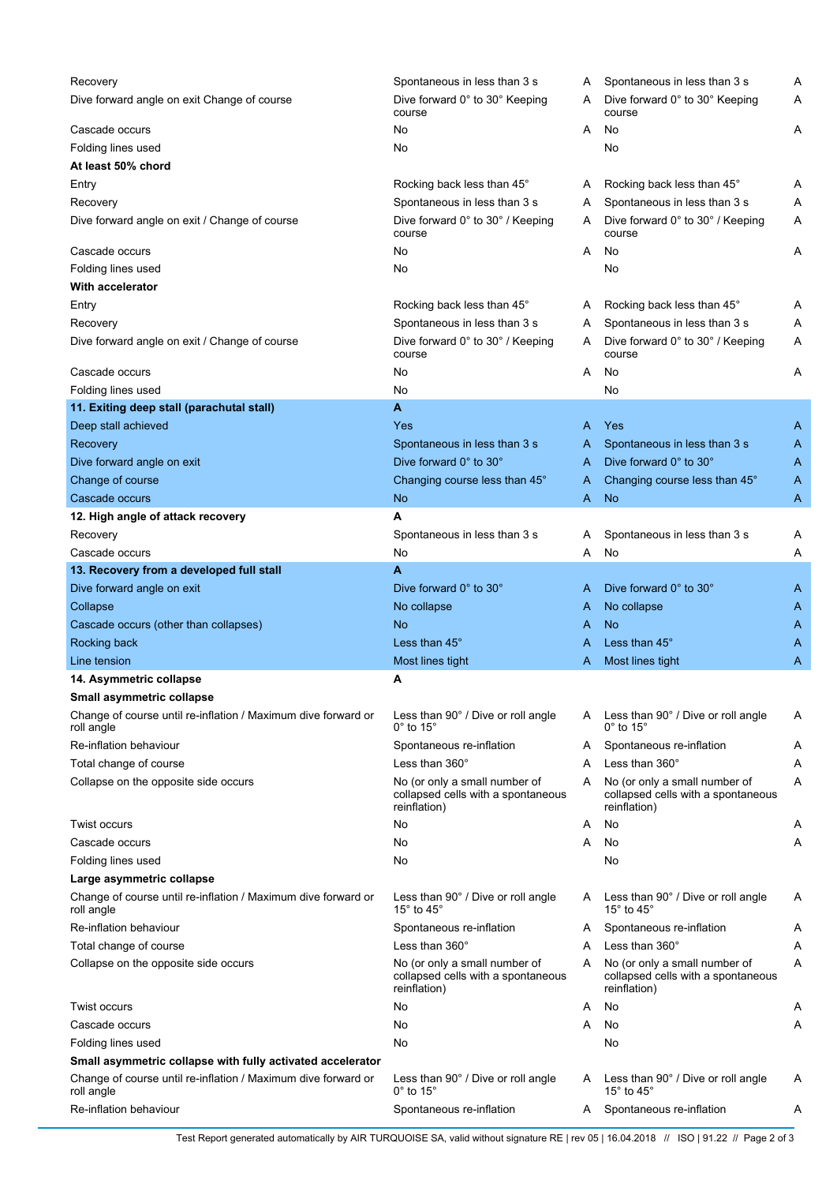| | | | | |
|---|---|---|---|---|
| Recovery | Spontaneous in less than 3 s | A | Spontaneous in less than 3 s | A |
| Dive forward angle on exit Change of course | Dive forward 0° to 30° Keeping course | A | Dive forward 0° to 30° Keeping course | A |
| Cascade occurs | No | A | No | A |
| Folding lines used | No | | No | |
| **At least 50% chord** | | | | |
| Entry | Rocking back less than 45° | A | Rocking back less than 45° | A |
| Recovery | Spontaneous in less than 3 s | A | Spontaneous in less than 3 s | A |
| Dive forward angle on exit / Change of course | Dive forward 0° to 30° / Keeping course | A | Dive forward 0° to 30° / Keeping course | A |
| Cascade occurs | No | A | No | A |
| Folding lines used | No | | No | |
| **With accelerator** | | | | |
| Entry | Rocking back less than 45° | A | Rocking back less than 45° | A |
| Recovery | Spontaneous in less than 3 s | A | Spontaneous in less than 3 s | A |
| Dive forward angle on exit / Change of course | Dive forward 0° to 30° / Keeping course | A | Dive forward 0° to 30° / Keeping course | A |
| Cascade occurs | No | A | No | A |
| Folding lines used | No | | No | |
| **11. Exiting deep stall (parachutal stall)** | **A** | | | |
| Deep stall achieved | Yes | A | Yes | A |
| Recovery | Spontaneous in less than 3 s | A | Spontaneous in less than 3 s | A |
| Dive forward angle on exit | Dive forward 0° to 30° | A | Dive forward 0° to 30° | A |
| Change of course | Changing course less than 45° | A | Changing course less than 45° | A |
| Cascade occurs | No | A | No | A |
| **12. High angle of attack recovery** | **A** | | | |
| Recovery | Spontaneous in less than 3 s | A | Spontaneous in less than 3 s | A |
| Cascade occurs | No | A | No | A |
| **13. Recovery from a developed full stall** | **A** | | | |
| Dive forward angle on exit | Dive forward 0° to 30° | A | Dive forward 0° to 30° | A |
| Collapse | No collapse | A | No collapse | A |
| Cascade occurs (other than collapses) | No | A | No | A |
| Rocking back | Less than 45° | A | Less than 45° | A |
| Line tension | Most lines tight | A | Most lines tight | A |
| **14. Asymmetric collapse** | **A** | | | |
| **Small asymmetric collapse** | | | | |
| Change of course until re-inflation / Maximum dive forward or roll angle | Less than 90° / Dive or roll angle 0° to 15° | A | Less than 90° / Dive or roll angle 0° to 15° | A |
| Re-inflation behaviour | Spontaneous re-inflation | A | Spontaneous re-inflation | A |
| Total change of course | Less than 360° | A | Less than 360° | A |
| Collapse on the opposite side occurs | No (or only a small number of collapsed cells with a spontaneous reinflation) | A | No (or only a small number of collapsed cells with a spontaneous reinflation) | A |
| Twist occurs | No | A | No | A |
| Cascade occurs | No | A | No | A |
| Folding lines used | No | | No | |
| **Large asymmetric collapse** | | | | |
| Change of course until re-inflation / Maximum dive forward or roll angle | Less than 90° / Dive or roll angle 15° to 45° | A | Less than 90° / Dive or roll angle 15° to 45° | A |
| Re-inflation behaviour | Spontaneous re-inflation | A | Spontaneous re-inflation | A |
| Total change of course | Less than 360° | A | Less than 360° | A |
| Collapse on the opposite side occurs | No (or only a small number of collapsed cells with a spontaneous reinflation) | A | No (or only a small number of collapsed cells with a spontaneous reinflation) | A |
| Twist occurs | No | A | No | A |
| Cascade occurs | No | A | No | A |
| Folding lines used | No | | No | |
| **Small asymmetric collapse with fully activated accelerator** | | | | |
| Change of course until re-inflation / Maximum dive forward or roll angle | Less than 90° / Dive or roll angle 0° to 15° | A | Less than 90° / Dive or roll angle 15° to 45° | A |
| Re-inflation behaviour | Spontaneous re-inflation | A | Spontaneous re-inflation | A |

Test Report generated automatically by AIR TURQUOISE SA, valid without signature RE | rev 05 | 16.04.2018 // ISO | 91.22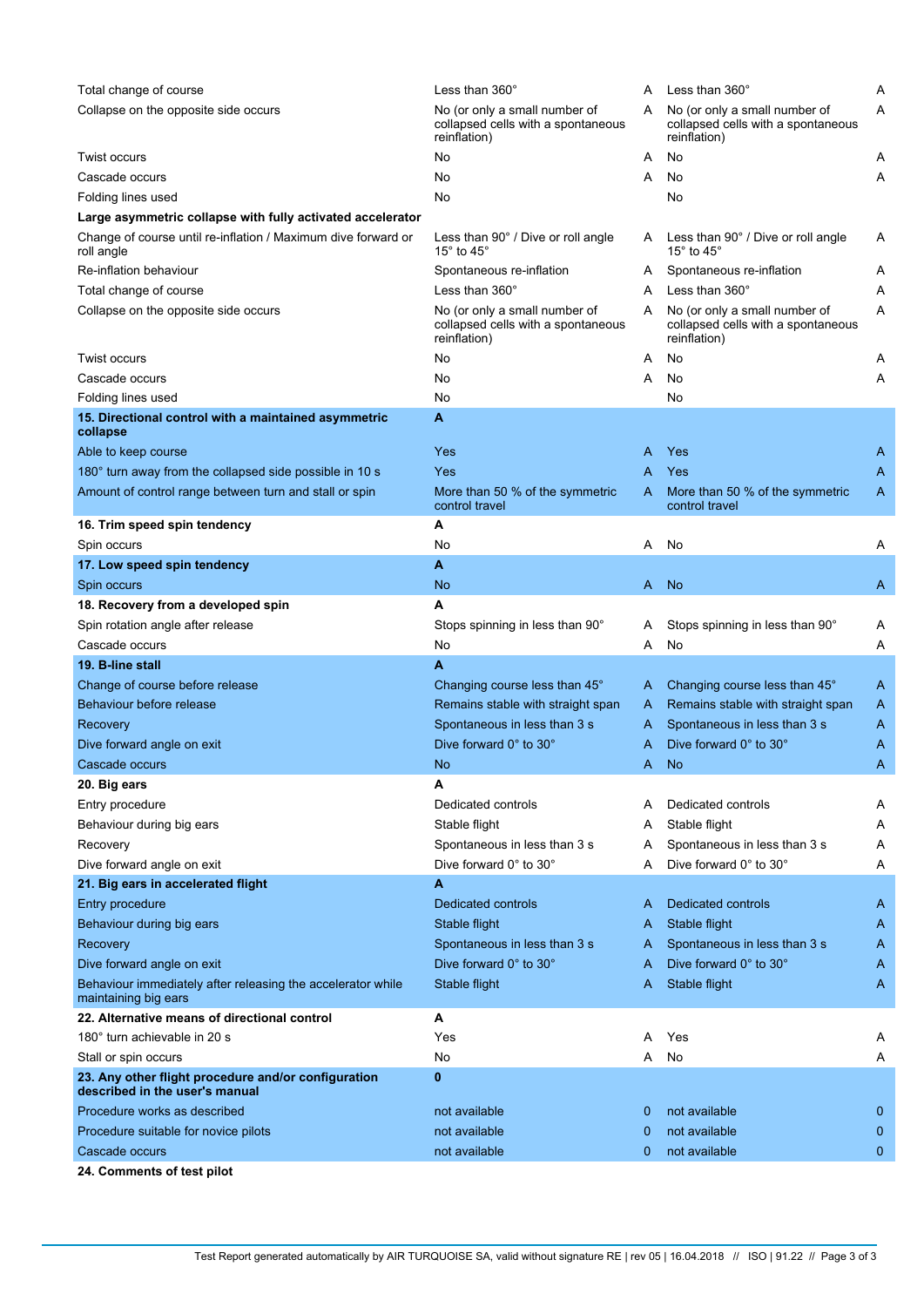| | | | | |
|---|---|---|---|---|
| Total change of course | Less than 360° | A | Less than 360° | A |
| Collapse on the opposite side occurs | No (or only a small number of collapsed cells with a spontaneous reinflation) | A | No (or only a small number of collapsed cells with a spontaneous reinflation) | A |
| Twist occurs | No | A | No | A |
| Cascade occurs | No | A | No | A |
| Folding lines used | No | | No | |
| **Large asymmetric collapse with fully activated accelerator** | | | | |
| Change of course until re-inflation / Maximum dive forward or roll angle | Less than 90° / Dive or roll angle 15° to 45° | A | Less than 90° / Dive or roll angle 15° to 45° | A |
| Re-inflation behaviour | Spontaneous re-inflation | A | Spontaneous re-inflation | A |
| Total change of course | Less than 360° | A | Less than 360° | A |
| Collapse on the opposite side occurs | No (or only a small number of collapsed cells with a spontaneous reinflation) | A | No (or only a small number of collapsed cells with a spontaneous reinflation) | A |
| Twist occurs | No | A | No | A |
| Cascade occurs | No | A | No | A |
| Folding lines used | No | | No | |
| **15. Directional control with a maintained asymmetric collapse** | **A** | | | |
| Able to keep course | Yes | A | Yes | A |
| 180° turn away from the collapsed side possible in 10 s | Yes | A | Yes | A |
| Amount of control range between turn and stall or spin | More than 50 % of the symmetric control travel | A | More than 50 % of the symmetric control travel | A |
| **16. Trim speed spin tendency** | **A** | | | |
| Spin occurs | No | A | No | A |
| **17. Low speed spin tendency** | **A** | | | |
| Spin occurs | No | A | No | A |
| **18. Recovery from a developed spin** | **A** | | | |
| Spin rotation angle after release | Stops spinning in less than 90° | A | Stops spinning in less than 90° | A |
| Cascade occurs | No | A | No | A |
| **19. B-line stall** | **A** | | | |
| Change of course before release | Changing course less than 45° | A | Changing course less than 45° | A |
| Behaviour before release | Remains stable with straight span | A | Remains stable with straight span | A |
| Recovery | Spontaneous in less than 3 s | A | Spontaneous in less than 3 s | A |
| Dive forward angle on exit | Dive forward 0° to 30° | A | Dive forward 0° to 30° | A |
| Cascade occurs | No | A | No | A |
| **20. Big ears** | **A** | | | |
| Entry procedure | Dedicated controls | A | Dedicated controls | A |
| Behaviour during big ears | Stable flight | A | Stable flight | A |
| Recovery | Spontaneous in less than 3 s | A | Spontaneous in less than 3 s | A |
| Dive forward angle on exit | Dive forward 0° to 30° | A | Dive forward 0° to 30° | A |
| **21. Big ears in accelerated flight** | **A** | | | |
| Entry procedure | Dedicated controls | A | Dedicated controls | A |
| Behaviour during big ears | Stable flight | A | Stable flight | A |
| Recovery | Spontaneous in less than 3 s | A | Spontaneous in less than 3 s | A |
| Dive forward angle on exit | Dive forward 0° to 30° | A | Dive forward 0° to 30° | A |
| Behaviour immediately after releasing the accelerator while maintaining big ears | Stable flight | A | Stable flight | A |
| **22. Alternative means of directional control** | **A** | | | |
| 180° turn achievable in 20 s | Yes | A | Yes | A |
| Stall or spin occurs | No | A | No | A |
| **23. Any other flight procedure and/or configuration described in the user's manual** | **0** | | | |
| Procedure works as described | not available | 0 | not available | 0 |
| Procedure suitable for novice pilots | not available | 0 | not available | 0 |
| Cascade occurs | not available | 0 | not available | 0 |

**24. Comments of test pilot**

Test Report generated automatically by AIR TURQUOISE SA, valid without signature RE | rev 05 | 16.04.2018 // ISO | 91.22